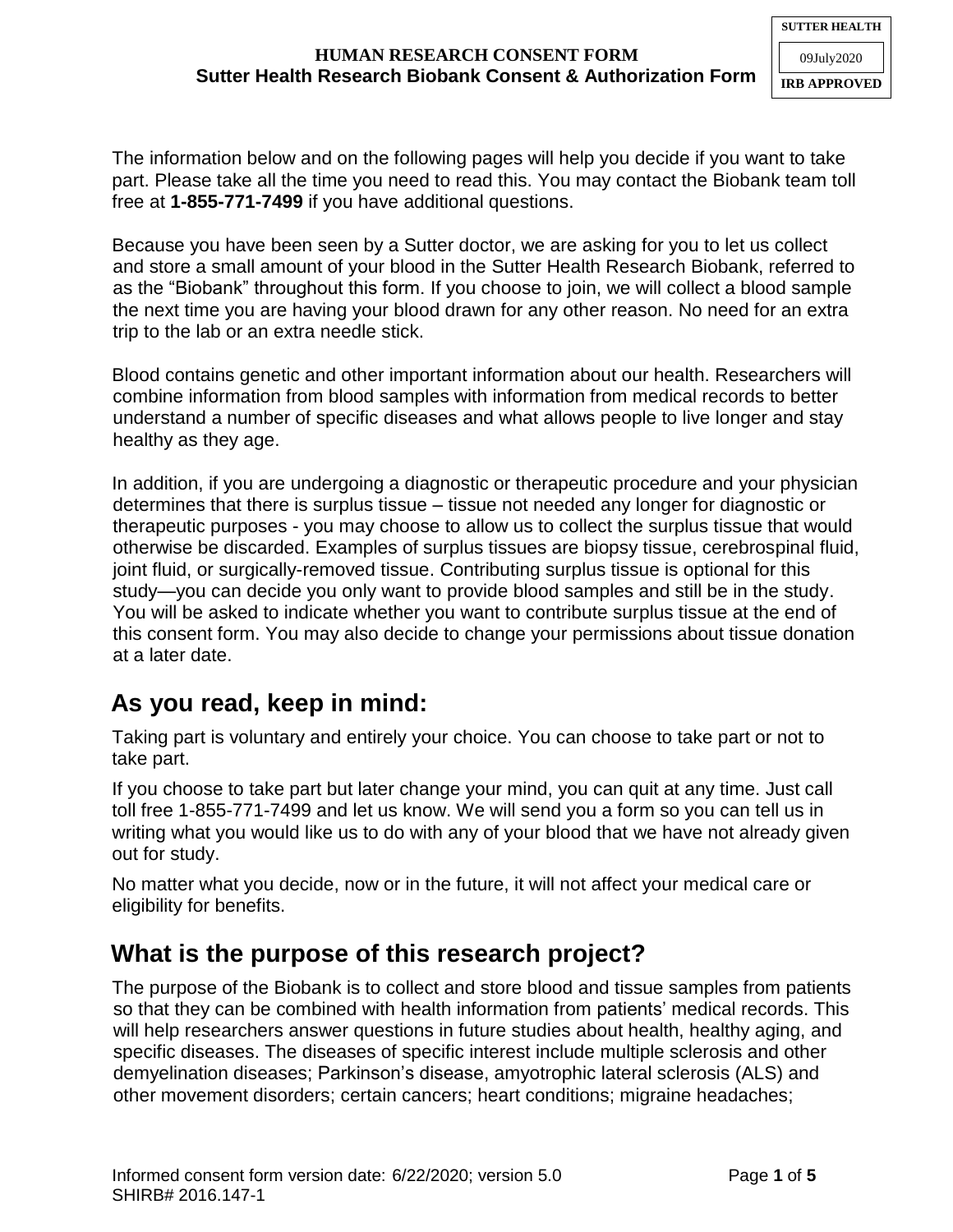**HUMAN RESEARCH CONSENT FORM**
**Sutter Health Research Biobank Consent & Authorization Form**

SUTTER HEALTH
09July2020
IRB APPROVED

The information below and on the following pages will help you decide if you want to take part. Please take all the time you need to read this. You may contact the Biobank team toll free at **1-855-771-7499** if you have additional questions.

Because you have been seen by a Sutter doctor, we are asking for you to let us collect and store a small amount of your blood in the Sutter Health Research Biobank, referred to as the "Biobank" throughout this form. If you choose to join, we will collect a blood sample the next time you are having your blood drawn for any other reason. No need for an extra trip to the lab or an extra needle stick.

Blood contains genetic and other important information about our health. Researchers will combine information from blood samples with information from medical records to better understand a number of specific diseases and what allows people to live longer and stay healthy as they age.

In addition, if you are undergoing a diagnostic or therapeutic procedure and your physician determines that there is surplus tissue – tissue not needed any longer for diagnostic or therapeutic purposes - you may choose to allow us to collect the surplus tissue that would otherwise be discarded. Examples of surplus tissues are biopsy tissue, cerebrospinal fluid, joint fluid, or surgically-removed tissue. Contributing surplus tissue is optional for this study—you can decide you only want to provide blood samples and still be in the study. You will be asked to indicate whether you want to contribute surplus tissue at the end of this consent form. You may also decide to change your permissions about tissue donation at a later date.

## As you read, keep in mind:

Taking part is voluntary and entirely your choice. You can choose to take part or not to take part.

If you choose to take part but later change your mind, you can quit at any time. Just call toll free 1-855-771-7499 and let us know. We will send you a form so you can tell us in writing what you would like us to do with any of your blood that we have not already given out for study.

No matter what you decide, now or in the future, it will not affect your medical care or eligibility for benefits.

## What is the purpose of this research project?

The purpose of the Biobank is to collect and store blood and tissue samples from patients so that they can be combined with health information from patients' medical records. This will help researchers answer questions in future studies about health, healthy aging, and specific diseases. The diseases of specific interest include multiple sclerosis and other demyelination diseases; Parkinson's disease, amyotrophic lateral sclerosis (ALS) and other movement disorders; certain cancers; heart conditions; migraine headaches;

Informed consent form version date: 6/22/2020; version 5.0
SHIRB# 2016.147-1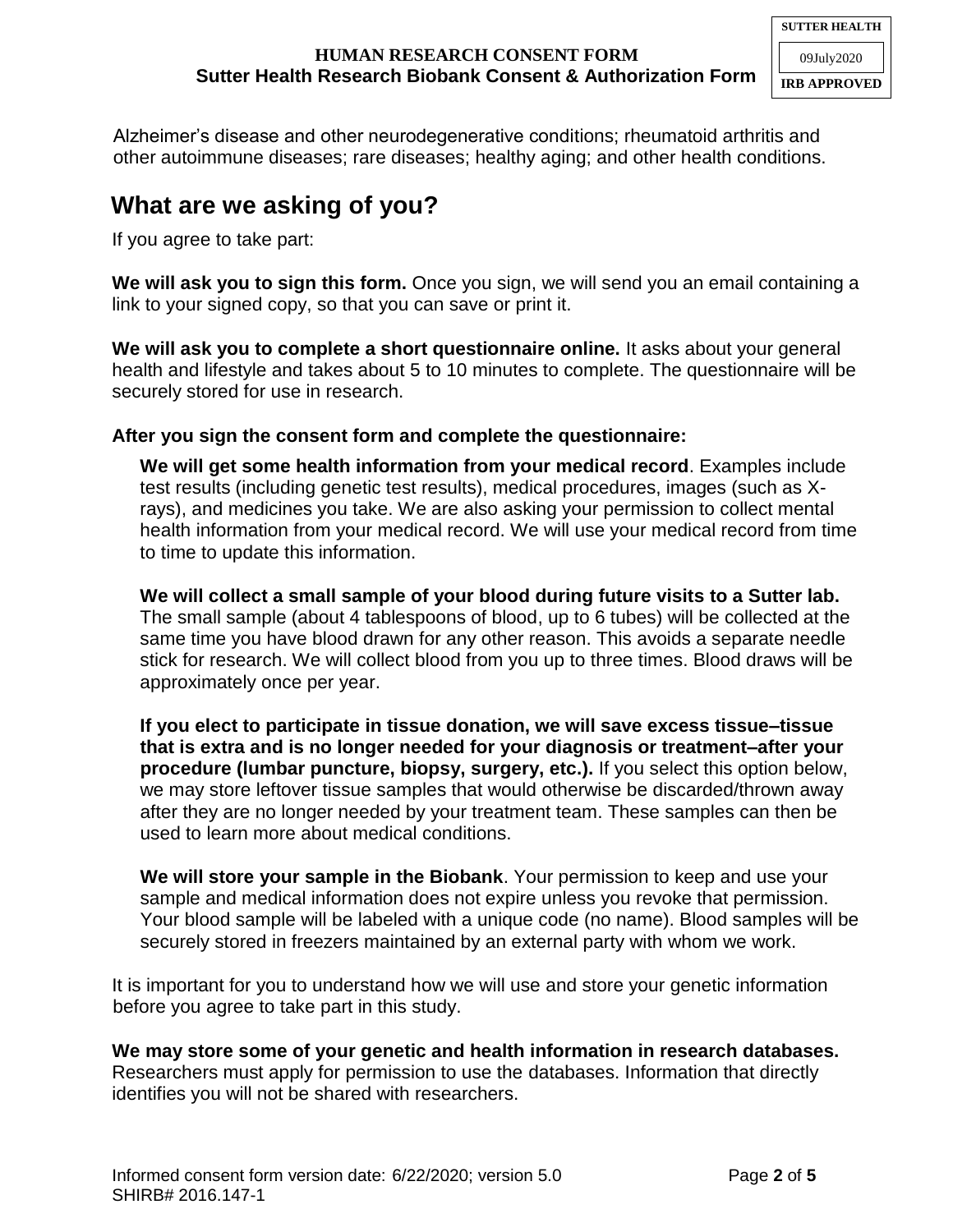Alzheimer's disease and other neurodegenerative conditions; rheumatoid arthritis and other autoimmune diseases; rare diseases; healthy aging; and other health conditions.

## What are we asking of you?

If you agree to take part:

**We will ask you to sign this form.** Once you sign, we will send you an email containing a link to your signed copy, so that you can save or print it.

**We will ask you to complete a short questionnaire online.** It asks about your general health and lifestyle and takes about 5 to 10 minutes to complete. The questionnaire will be securely stored for use in research.

**After you sign the consent form and complete the questionnaire:**

**We will get some health information from your medical record**. Examples include test results (including genetic test results), medical procedures, images (such as X-rays), and medicines you take. We are also asking your permission to collect mental health information from your medical record. We will use your medical record from time to time to update this information.

**We will collect a small sample of your blood during future visits to a Sutter lab.** The small sample (about 4 tablespoons of blood, up to 6 tubes) will be collected at the same time you have blood drawn for any other reason. This avoids a separate needle stick for research. We will collect blood from you up to three times. Blood draws will be approximately once per year.

**If you elect to participate in tissue donation, we will save excess tissue–tissue that is extra and is no longer needed for your diagnosis or treatment–after your procedure (lumbar puncture, biopsy, surgery, etc.).** If you select this option below, we may store leftover tissue samples that would otherwise be discarded/thrown away after they are no longer needed by your treatment team. These samples can then be used to learn more about medical conditions.

**We will store your sample in the Biobank**. Your permission to keep and use your sample and medical information does not expire unless you revoke that permission. Your blood sample will be labeled with a unique code (no name). Blood samples will be securely stored in freezers maintained by an external party with whom we work.

It is important for you to understand how we will use and store your genetic information before you agree to take part in this study.

**We may store some of your genetic and health information in research databases.** Researchers must apply for permission to use the databases. Information that directly identifies you will not be shared with researchers.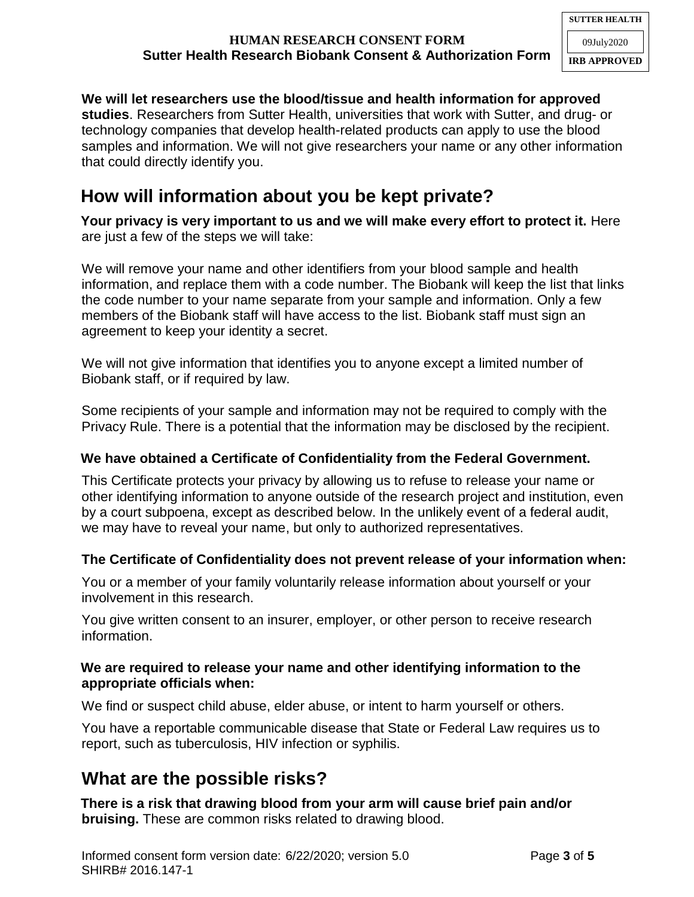**We will let researchers use the blood/tissue and health information for approved studies**. Researchers from Sutter Health, universities that work with Sutter, and drug- or technology companies that develop health-related products can apply to use the blood samples and information. We will not give researchers your name or any other information that could directly identify you.

## How will information about you be kept private?

**Your privacy is very important to us and we will make every effort to protect it.** Here are just a few of the steps we will take:

We will remove your name and other identifiers from your blood sample and health information, and replace them with a code number. The Biobank will keep the list that links the code number to your name separate from your sample and information. Only a few members of the Biobank staff will have access to the list. Biobank staff must sign an agreement to keep your identity a secret.

We will not give information that identifies you to anyone except a limited number of Biobank staff, or if required by law.

Some recipients of your sample and information may not be required to comply with the Privacy Rule. There is a potential that the information may be disclosed by the recipient.

**We have obtained a Certificate of Confidentiality from the Federal Government.**

This Certificate protects your privacy by allowing us to refuse to release your name or other identifying information to anyone outside of the research project and institution, even by a court subpoena, except as described below. In the unlikely event of a federal audit, we may have to reveal your name, but only to authorized representatives.

**The Certificate of Confidentiality does not prevent release of your information when:**

You or a member of your family voluntarily release information about yourself or your involvement in this research.

You give written consent to an insurer, employer, or other person to receive research information.

**We are required to release your name and other identifying information to the appropriate officials when:**

We find or suspect child abuse, elder abuse, or intent to harm yourself or others.

You have a reportable communicable disease that State or Federal Law requires us to report, such as tuberculosis, HIV infection or syphilis.

## What are the possible risks?

**There is a risk that drawing blood from your arm will cause brief pain and/or bruising.** These are common risks related to drawing blood.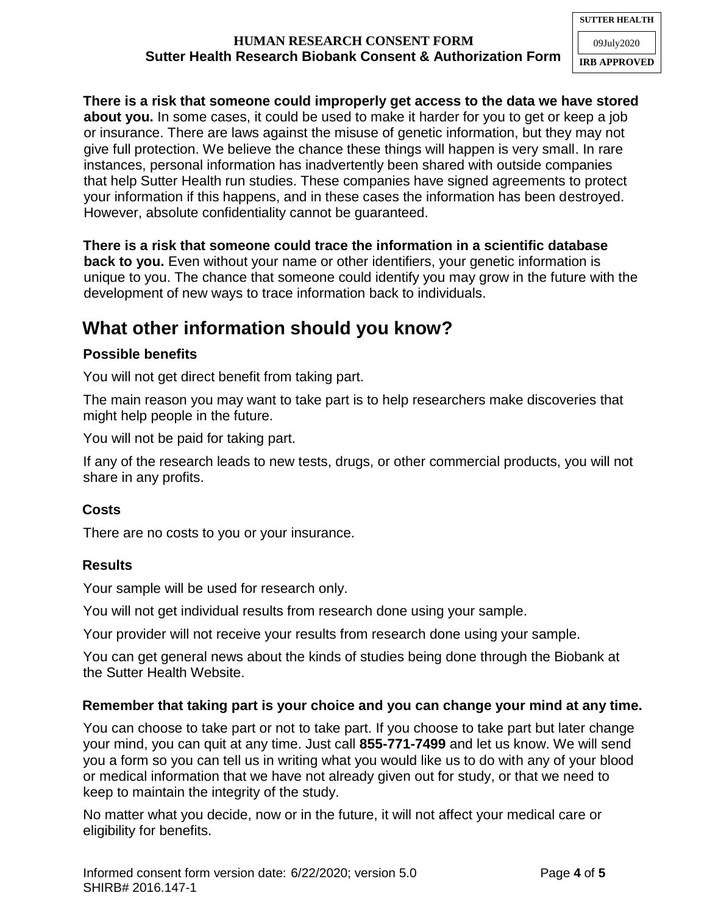**There is a risk that someone could improperly get access to the data we have stored about you.** In some cases, it could be used to make it harder for you to get or keep a job or insurance. There are laws against the misuse of genetic information, but they may not give full protection. We believe the chance these things will happen is very small. In rare instances, personal information has inadvertently been shared with outside companies that help Sutter Health run studies. These companies have signed agreements to protect your information if this happens, and in these cases the information has been destroyed. However, absolute confidentiality cannot be guaranteed.

**There is a risk that someone could trace the information in a scientific database back to you.** Even without your name or other identifiers, your genetic information is unique to you. The chance that someone could identify you may grow in the future with the development of new ways to trace information back to individuals.

## What other information should you know?

### Possible benefits

You will not get direct benefit from taking part.

The main reason you may want to take part is to help researchers make discoveries that might help people in the future.

You will not be paid for taking part.

If any of the research leads to new tests, drugs, or other commercial products, you will not share in any profits.

### Costs

There are no costs to you or your insurance.

### Results

Your sample will be used for research only.

You will not get individual results from research done using your sample.

Your provider will not receive your results from research done using your sample.

You can get general news about the kinds of studies being done through the Biobank at the Sutter Health Website.

### Remember that taking part is your choice and you can change your mind at any time.

You can choose to take part or not to take part. If you choose to take part but later change your mind, you can quit at any time. Just call **855-771-7499** and let us know. We will send you a form so you can tell us in writing what you would like us to do with any of your blood or medical information that we have not already given out for study, or that we need to keep to maintain the integrity of the study.

No matter what you decide, now or in the future, it will not affect your medical care or eligibility for benefits.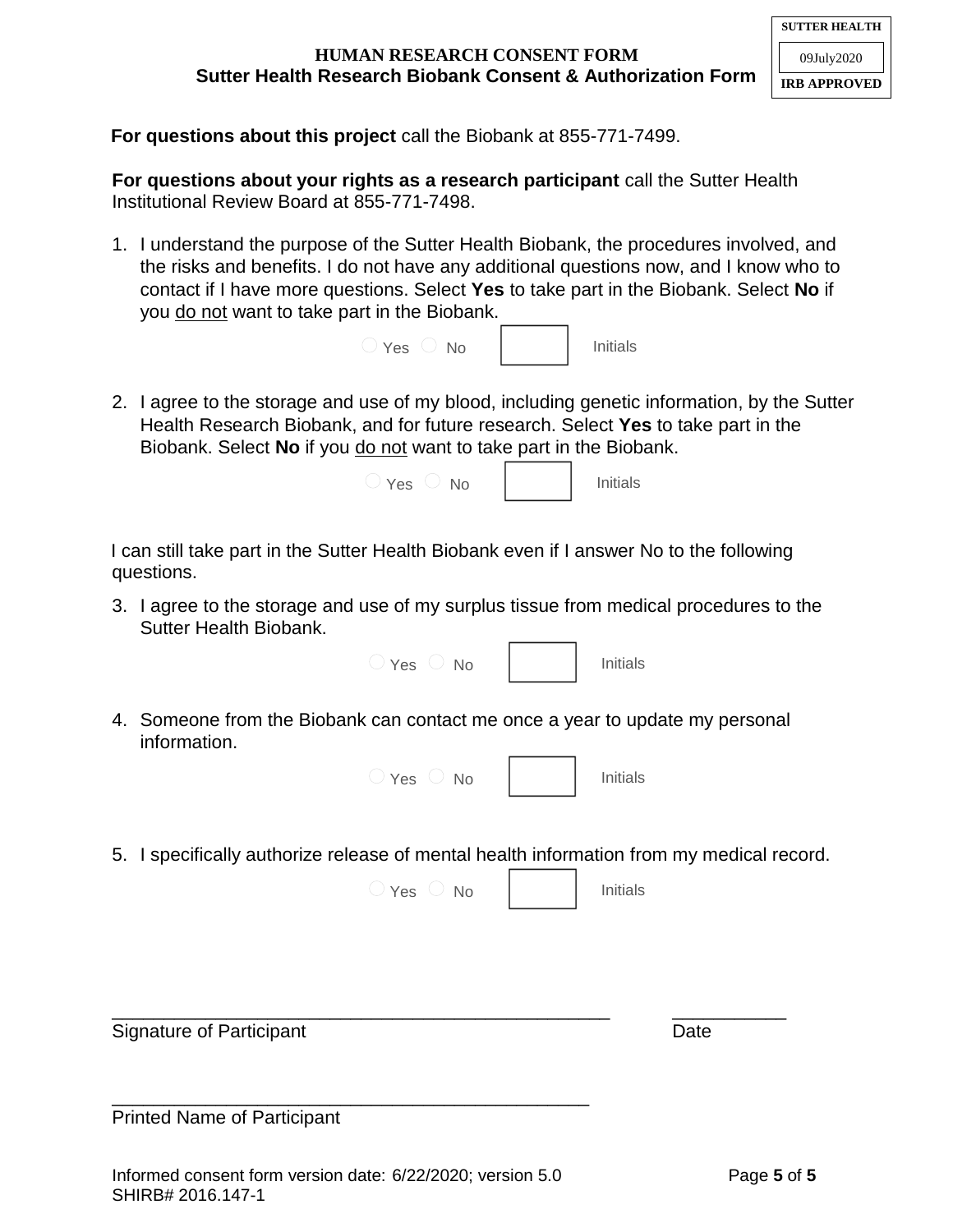**HUMAN RESEARCH CONSENT FORM**
**Sutter Health Research Biobank Consent & Authorization Form**

SUTTER HEALTH
09July2020
IRB APPROVED

**For questions about this project** call the Biobank at 855-771-7499.

**For questions about your rights as a research participant** call the Sutter Health Institutional Review Board at 855-771-7498.

1. I understand the purpose of the Sutter Health Biobank, the procedures involved, and the risks and benefits. I do not have any additional questions now, and I know who to contact if I have more questions. Select **Yes** to take part in the Biobank. Select **No** if you <u>do not</u> want to take part in the Biobank.

   ○ Yes ○ No ☐ Initials

2. I agree to the storage and use of my blood, including genetic information, by the Sutter Health Research Biobank, and for future research. Select **Yes** to take part in the Biobank. Select **No** if you <u>do not</u> want to take part in the Biobank.

   ○ Yes ○ No ☐ Initials

I can still take part in the Sutter Health Biobank even if I answer No to the following questions.

3. I agree to the storage and use of my surplus tissue from medical procedures to the Sutter Health Biobank.

   ○ Yes ○ No ☐ Initials

4. Someone from the Biobank can contact me once a year to update my personal information.

   ○ Yes ○ No ☐ Initials

5. I specifically authorize release of mental health information from my medical record.

   ○ Yes ○ No ☐ Initials

______________________________________________ ___________
Signature of Participant Date

______________________________________________
Printed Name of Participant

Informed consent form version date: 6/22/2020; version 5.0
SHIRB# 2016.147-1